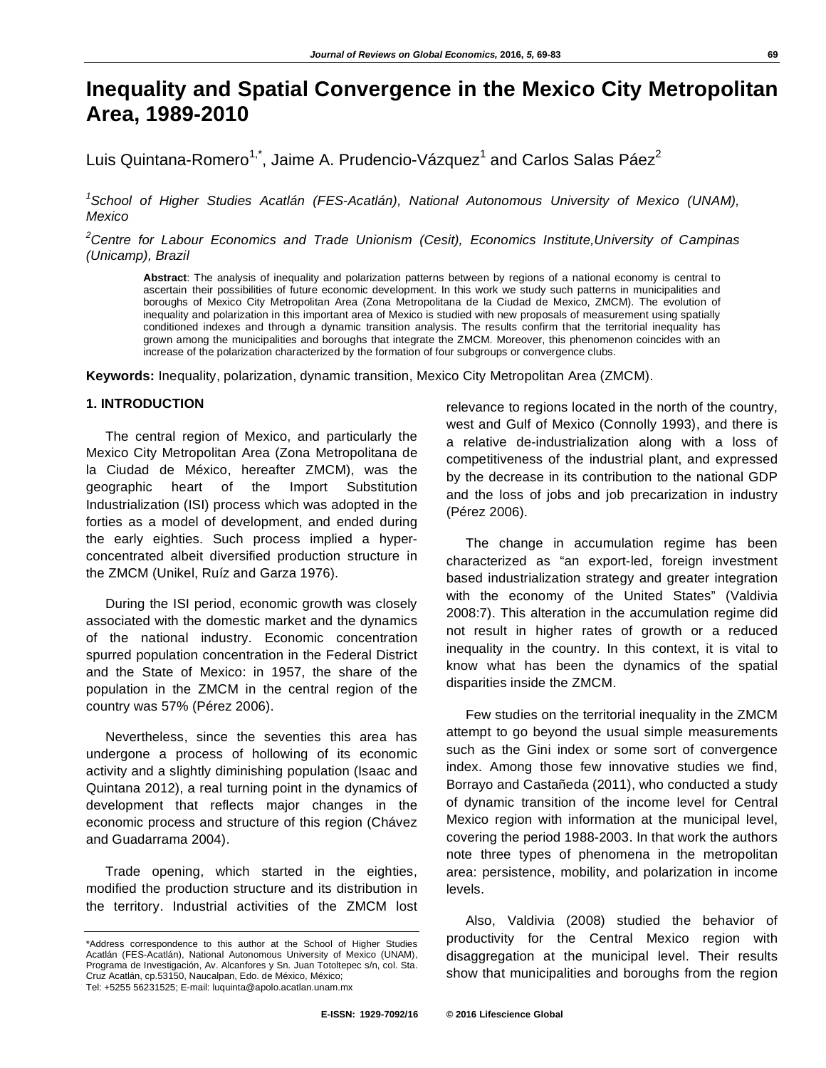# Inequality and Spatial Convergence in the Mexico City Metropolitan Area, 1989-2010

Luis Quintana-Romero[1,*], Jaime A. Prudencio-Vázquez[1] and Carlos Salas Páez[2]

[1]*School of Higher Studies Acatlán (FES-Acatlán), National Autonomous University of Mexico (UNAM), Mexico*

[2]*Centre for Labour Economics and Trade Unionism (Cesit), Economics Institute,University of Campinas (Unicamp), Brazil*

**Abstract**: The analysis of inequality and polarization patterns between by regions of a national economy is central to ascertain their possibilities of future economic development. In this work we study such patterns in municipalities and boroughs of Mexico City Metropolitan Area (Zona Metropolitana de la Ciudad de Mexico, ZMCM). The evolution of inequality and polarization in this important area of Mexico is studied with new proposals of measurement using spatially conditioned indexes and through a dynamic transition analysis. The results confirm that the territorial inequality has grown among the municipalities and boroughs that integrate the ZMCM. Moreover, this phenomenon coincides with an increase of the polarization characterized by the formation of four subgroups or convergence clubs.

**Keywords:** Inequality, polarization, dynamic transition, Mexico City Metropolitan Area (ZMCM).

## 1. INTRODUCTION

The central region of Mexico, and particularly the Mexico City Metropolitan Area (Zona Metropolitana de la Ciudad de México, hereafter ZMCM), was the geographic heart of the Import Substitution Industrialization (ISI) process which was adopted in the forties as a model of development, and ended during the early eighties. Such process implied a hyper-concentrated albeit diversified production structure in the ZMCM (Unikel, Ruíz and Garza 1976).

During the ISI period, economic growth was closely associated with the domestic market and the dynamics of the national industry. Economic concentration spurred population concentration in the Federal District and the State of Mexico: in 1957, the share of the population in the ZMCM in the central region of the country was 57% (Pérez 2006).

Nevertheless, since the seventies this area has undergone a process of hollowing of its economic activity and a slightly diminishing population (Isaac and Quintana 2012), a real turning point in the dynamics of development that reflects major changes in the economic process and structure of this region (Chávez and Guadarrama 2004).

Trade opening, which started in the eighties, modified the production structure and its distribution in the territory. Industrial activities of the ZMCM lost relevance to regions located in the north of the country, west and Gulf of Mexico (Connolly 1993), and there is a relative de-industrialization along with a loss of competitiveness of the industrial plant, and expressed by the decrease in its contribution to the national GDP and the loss of jobs and job precarization in industry (Pérez 2006).

The change in accumulation regime has been characterized as "an export-led, foreign investment based industrialization strategy and greater integration with the economy of the United States" (Valdivia 2008:7). This alteration in the accumulation regime did not result in higher rates of growth or a reduced inequality in the country. In this context, it is vital to know what has been the dynamics of the spatial disparities inside the ZMCM.

Few studies on the territorial inequality in the ZMCM attempt to go beyond the usual simple measurements such as the Gini index or some sort of convergence index. Among those few innovative studies we find, Borrayo and Castañeda (2011), who conducted a study of dynamic transition of the income level for Central Mexico region with information at the municipal level, covering the period 1988-2003. In that work the authors note three types of phenomena in the metropolitan area: persistence, mobility, and polarization in income levels.

Also, Valdivia (2008) studied the behavior of productivity for the Central Mexico region with disaggregation at the municipal level. Their results show that municipalities and boroughs from the region

---

*Address correspondence to this author at the School of Higher Studies Acatlán (FES-Acatlán), National Autonomous University of Mexico (UNAM), Programa de Investigación, Av. Alcanfores y Sn. Juan Totoltepec s/n, col. Sta. Cruz Acatlán, cp.53150, Naucalpan, Edo. de México, México; Tel: +5255 56231525; E-mail: luquinta@apolo.acatlan.unam.mx

E-ISSN: 1929-7092/16 © 2016 Lifescience Global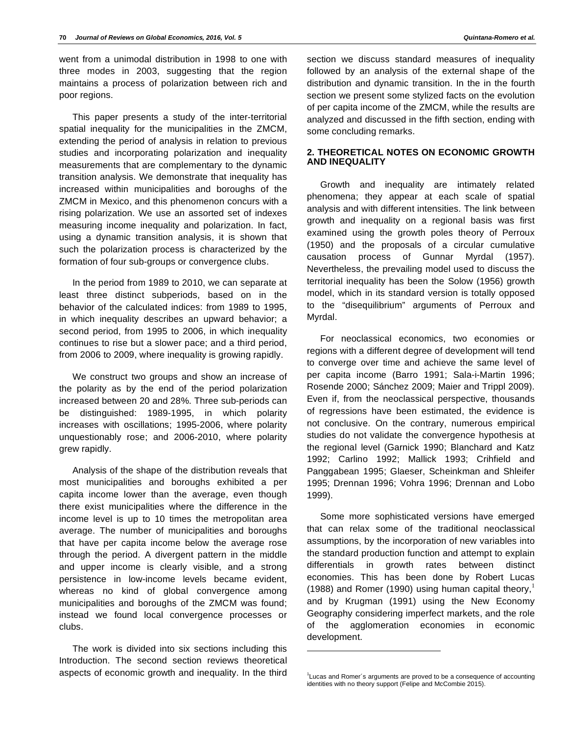went from a unimodal distribution in 1998 to one with three modes in 2003, suggesting that the region maintains a process of polarization between rich and poor regions.

This paper presents a study of the inter-territorial spatial inequality for the municipalities in the ZMCM, extending the period of analysis in relation to previous studies and incorporating polarization and inequality measurements that are complementary to the dynamic transition analysis. We demonstrate that inequality has increased within municipalities and boroughs of the ZMCM in Mexico, and this phenomenon concurs with a rising polarization. We use an assorted set of indexes measuring income inequality and polarization. In fact, using a dynamic transition analysis, it is shown that such the polarization process is characterized by the formation of four sub-groups or convergence clubs.

In the period from 1989 to 2010, we can separate at least three distinct subperiods, based on in the behavior of the calculated indices: from 1989 to 1995, in which inequality describes an upward behavior; a second period, from 1995 to 2006, in which inequality continues to rise but a slower pace; and a third period, from 2006 to 2009, where inequality is growing rapidly.

We construct two groups and show an increase of the polarity as by the end of the period polarization increased between 20 and 28%. Three sub-periods can be distinguished: 1989-1995, in which polarity increases with oscillations; 1995-2006, where polarity unquestionably rose; and 2006-2010, where polarity grew rapidly.

Analysis of the shape of the distribution reveals that most municipalities and boroughs exhibited a per capita income lower than the average, even though there exist municipalities where the difference in the income level is up to 10 times the metropolitan area average. The number of municipalities and boroughs that have per capita income below the average rose through the period. A divergent pattern in the middle and upper income is clearly visible, and a strong persistence in low-income levels became evident, whereas no kind of global convergence among municipalities and boroughs of the ZMCM was found; instead we found local convergence processes or clubs.

The work is divided into six sections including this Introduction. The second section reviews theoretical aspects of economic growth and inequality. In the third section we discuss standard measures of inequality followed by an analysis of the external shape of the distribution and dynamic transition. In the in the fourth section we present some stylized facts on the evolution of per capita income of the ZMCM, while the results are analyzed and discussed in the fifth section, ending with some concluding remarks.

## 2. THEORETICAL NOTES ON ECONOMIC GROWTH AND INEQUALITY

Growth and inequality are intimately related phenomena; they appear at each scale of spatial analysis and with different intensities. The link between growth and inequality on a regional basis was first examined using the growth poles theory of Perroux (1950) and the proposals of a circular cumulative causation process of Gunnar Myrdal (1957). Nevertheless, the prevailing model used to discuss the territorial inequality has been the Solow (1956) growth model, which in its standard version is totally opposed to the "disequilibrium" arguments of Perroux and Myrdal.

For neoclassical economics, two economies or regions with a different degree of development will tend to converge over time and achieve the same level of per capita income (Barro 1991; Sala-i-Martin 1996; Rosende 2000; Sánchez 2009; Maier and Trippl 2009). Even if, from the neoclassical perspective, thousands of regressions have been estimated, the evidence is not conclusive. On the contrary, numerous empirical studies do not validate the convergence hypothesis at the regional level (Garnick 1990; Blanchard and Katz 1992; Carlino 1992; Mallick 1993; Crihfield and Panggabean 1995; Glaeser, Scheinkman and Shleifer 1995; Drennan 1996; Vohra 1996; Drennan and Lobo 1999).

Some more sophisticated versions have emerged that can relax some of the traditional neoclassical assumptions, by the incorporation of new variables into the standard production function and attempt to explain differentials in growth rates between distinct economies. This has been done by Robert Lucas (1988) and Romer (1990) using human capital theory,[1] and by Krugman (1991) using the New Economy Geography considering imperfect markets, and the role of the agglomeration economies in economic development.

---

[1]Lucas and Romer´s arguments are proved to be a consequence of accounting identities with no theory support (Felipe and McCombie 2015).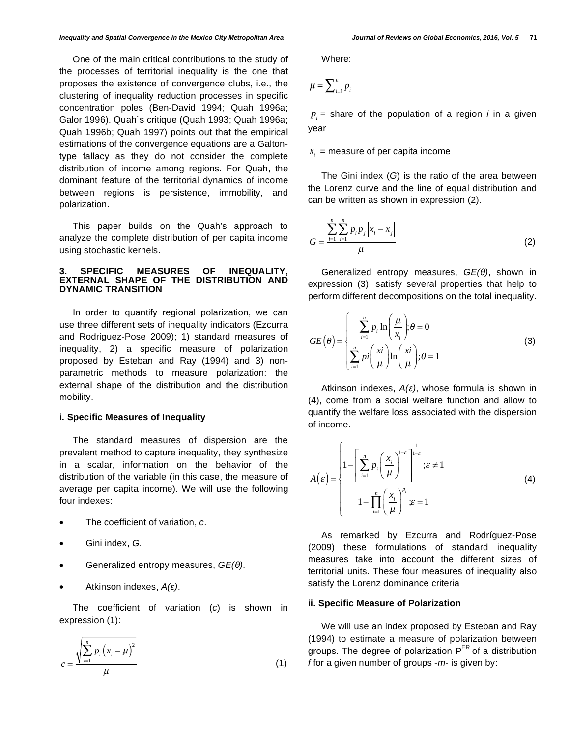One of the main critical contributions to the study of the processes of territorial inequality is the one that proposes the existence of convergence clubs, i.e., the clustering of inequality reduction processes in specific concentration poles (Ben-David 1994; Quah 1996a; Galor 1996). Quah´s critique (Quah 1993; Quah 1996a; Quah 1996b; Quah 1997) points out that the empirical estimations of the convergence equations are a Galton-type fallacy as they do not consider the complete distribution of income among regions. For Quah, the dominant feature of the territorial dynamics of income between regions is persistence, immobility, and polarization.

This paper builds on the Quah's approach to analyze the complete distribution of per capita income using stochastic kernels.

### 3. SPECIFIC MEASURES OF INEQUALITY, EXTERNAL SHAPE OF THE DISTRIBUTION AND DYNAMIC TRANSITION

In order to quantify regional polarization, we can use three different sets of inequality indicators (Ezcurra and Rodriguez-Pose 2009); 1) standard measures of inequality, 2) a specific measure of polarization proposed by Esteban and Ray (1994) and 3) non-parametric methods to measure polarization: the external shape of the distribution and the distribution mobility.

#### i. Specific Measures of Inequality

The standard measures of dispersion are the prevalent method to capture inequality, they synthesize in a scalar, information on the behavior of the distribution of the variable (in this case, the measure of average per capita income). We will use the following four indexes:

- The coefficient of variation, *c*.
- Gini index, *G*.
- Generalized entropy measures, *GE(θ)*.
- Atkinson indexes, *A(ε)*.

The coefficient of variation (*c*) is shown in expression (1):

$$c = \frac{\sqrt{\sum_{i=1}^{n} p_i \left(x_i - \mu\right)^2}}{\mu} \tag{1}$$

Where:

$$\mu = \sum_{i=1}^{n} p_i$$

$p_i$ = share of the population of a region *i* in a given year

$x_i$ = measure of per capita income

The Gini index (*G*) is the ratio of the area between the Lorenz curve and the line of equal distribution and can be written as shown in expression (2).

$$G = \frac{\sum_{i=1}^{n}\sum_{i=1}^{n} p_i p_j \left|x_i - x_j\right|}{\mu} \tag{2}$$

Generalized entropy measures, *GE(θ)*, shown in expression (3), satisfy several properties that help to perform different decompositions on the total inequality.

$$GE(\theta) = \begin{cases} \sum_{i=1}^{n} p_i \ln\left(\frac{\mu}{x_i}\right); \theta = 0 \\ \sum_{i=1}^{n} pi\left(\frac{xi}{\mu}\right)\ln\left(\frac{xi}{\mu}\right); \theta = 1 \end{cases} \tag{3}$$

Atkinson indexes, *A(ε)*, whose formula is shown in (4), come from a social welfare function and allow to quantify the welfare loss associated with the dispersion of income.

$$A(\varepsilon) = \begin{cases} 1 - \left[\sum_{i=1}^{n} p_i \left(\frac{x_i}{\mu}\right)^{1-\varepsilon}\right]^{\frac{1}{1-\varepsilon}}; \varepsilon \neq 1 \\ 1 - \prod_{i=1}^{n} \left(\frac{x_i}{\mu}\right)^{p_i}; \varepsilon = 1 \end{cases} \tag{4}$$

As remarked by Ezcurra and Rodríguez-Pose (2009) these formulations of standard inequality measures take into account the different sizes of territorial units. These four measures of inequality also satisfy the Lorenz dominance criteria

#### ii. Specific Measure of Polarization

We will use an index proposed by Esteban and Ray (1994) to estimate a measure of polarization between groups. The degree of polarization $P^{ER}$ of a distribution *f* for a given number of groups -*m*- is given by: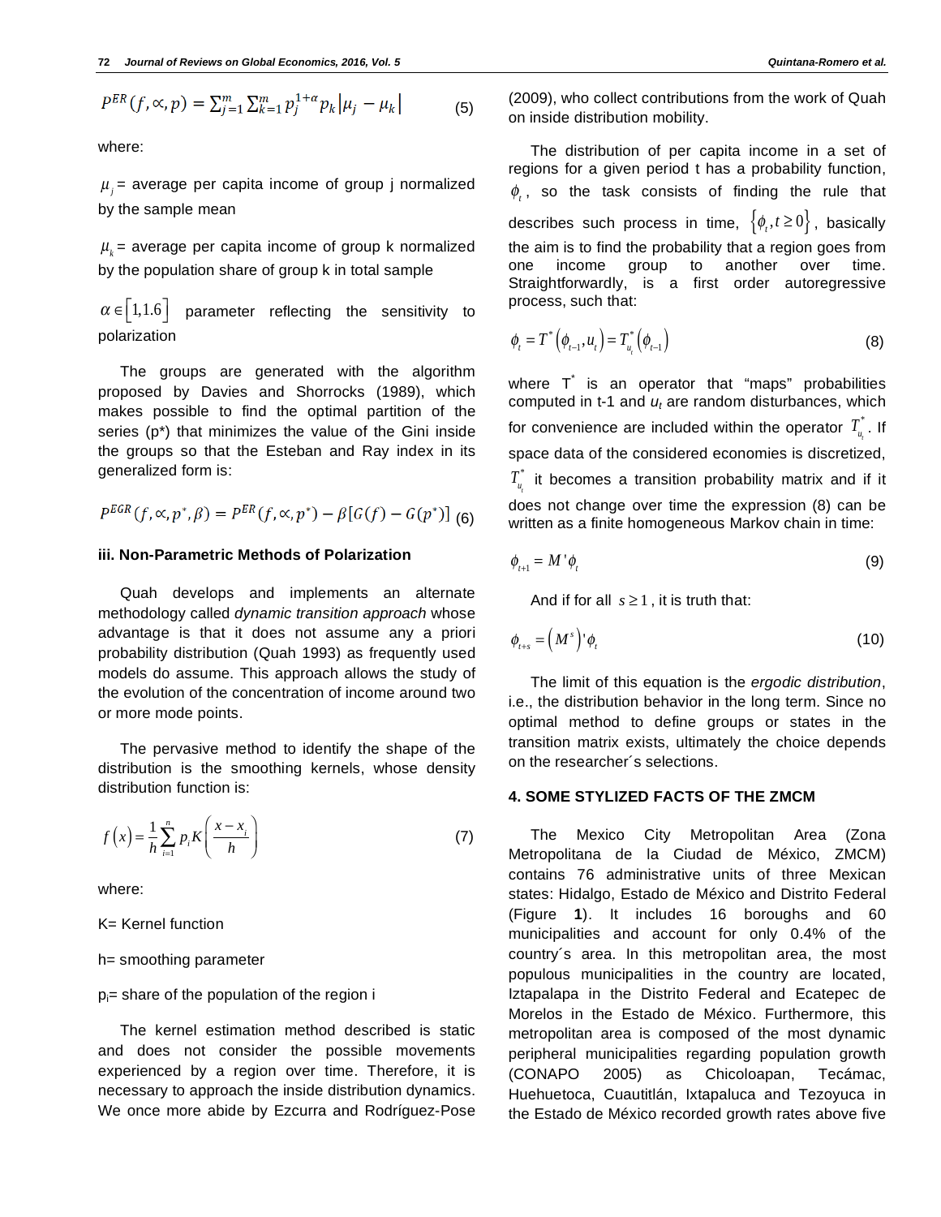$$P^{ER}(f, \propto, p) = \sum_{j=1}^{m} \sum_{k=1}^{m} p_j^{1+\alpha} p_k \left|\mu_j - \mu_k\right| \tag{5}$$

where:

$\mu_j$ = average per capita income of group j normalized by the sample mean

$\mu_k$ = average per capita income of group k normalized by the population share of group k in total sample

$\alpha \in [1, 1.6]$ parameter reflecting the sensitivity to polarization

The groups are generated with the algorithm proposed by Davies and Shorrocks (1989), which makes possible to find the optimal partition of the series (p\*) that minimizes the value of the Gini inside the groups so that the Esteban and Ray index in its generalized form is:

$$P^{EGR}(f, \propto, p^*, \beta) = P^{ER}(f, \propto, p^*) - \beta[G(f) - G(p^*)] \tag{6}$$

### iii. Non-Parametric Methods of Polarization

Quah develops and implements an alternate methodology called *dynamic transition approach* whose advantage is that it does not assume any a priori probability distribution (Quah 1993) as frequently used models do assume. This approach allows the study of the evolution of the concentration of income around two or more mode points.

The pervasive method to identify the shape of the distribution is the smoothing kernels, whose density distribution function is:

$$f(x) = \frac{1}{h} \sum_{i=1}^{n} p_i K\left(\frac{x - x_i}{h}\right) \tag{7}$$

where:

K= Kernel function

h= smoothing parameter

$p_i$= share of the population of the region i

The kernel estimation method described is static and does not consider the possible movements experienced by a region over time. Therefore, it is necessary to approach the inside distribution dynamics. We once more abide by Ezcurra and Rodríguez-Pose (2009), who collect contributions from the work of Quah on inside distribution mobility.

The distribution of per capita income in a set of regions for a given period t has a probability function, $\phi_t$, so the task consists of finding the rule that describes such process in time, $\{\phi_t, t \geq 0\}$, basically the aim is to find the probability that a region goes from one income group to another over time. Straightforwardly, is a first order autoregressive process, such that:

$$\phi_t = T^*\left(\phi_{t-1}, u_t\right) = T^*_{u_t}\left(\phi_{t-1}\right) \tag{8}$$

where $T^*$ is an operator that "maps" probabilities computed in t-1 and $u_t$ are random disturbances, which for convenience are included within the operator $T^*_{u_t}$. If space data of the considered economies is discretized, $T^*_{u_t}$ it becomes a transition probability matrix and if it does not change over time the expression (8) can be written as a finite homogeneous Markov chain in time:

$$\phi_{t+1} = M'\phi_t \tag{9}$$

And if for all $s \geq 1$, it is truth that:

$$\phi_{t+s} = \left(M^s\right)'\phi_t \tag{10}$$

The limit of this equation is the *ergodic distribution*, i.e., the distribution behavior in the long term. Since no optimal method to define groups or states in the transition matrix exists, ultimately the choice depends on the researcher´s selections.

## 4. SOME STYLIZED FACTS OF THE ZMCM

The Mexico City Metropolitan Area (Zona Metropolitana de la Ciudad de México, ZMCM) contains 76 administrative units of three Mexican states: Hidalgo, Estado de México and Distrito Federal (Figure **1**). It includes 16 boroughs and 60 municipalities and account for only 0.4% of the country´s area. In this metropolitan area, the most populous municipalities in the country are located, Iztapalapa in the Distrito Federal and Ecatepec de Morelos in the Estado de México. Furthermore, this metropolitan area is composed of the most dynamic peripheral municipalities regarding population growth (CONAPO 2005) as Chicoloapan, Tecámac, Huehuetoca, Cuautitlán, Ixtapaluca and Tezoyuca in the Estado de México recorded growth rates above five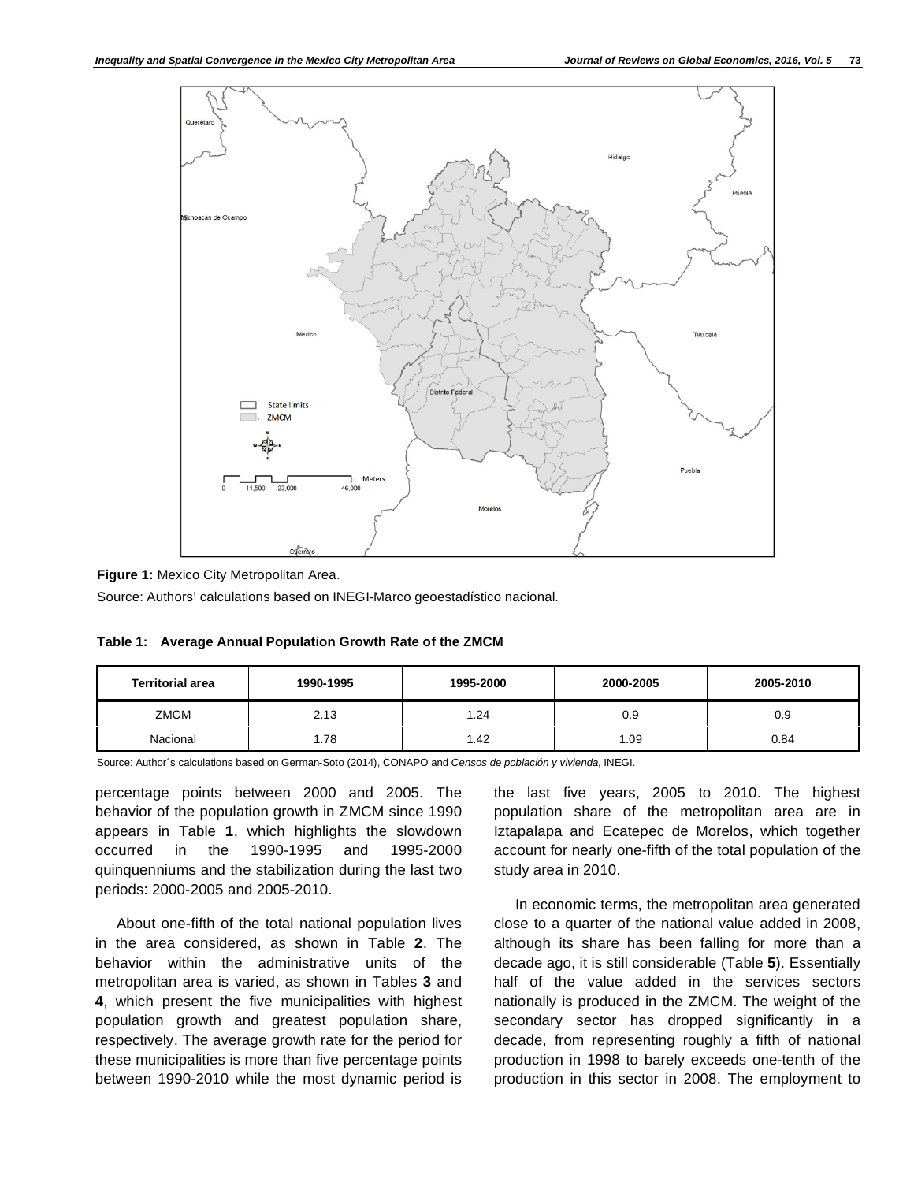**Figure 1:** Mexico City Metropolitan Area.

Source: Authors' calculations based on INEGI-Marco geoestadístico nacional.

**Table 1: Average Annual Population Growth Rate of the ZMCM**

| Territorial area | 1990-1995 | 1995-2000 | 2000-2005 | 2005-2010 |
|---|---|---|---|---|
| ZMCM | 2.13 | 1.24 | 0.9 | 0.9 |
| Nacional | 1.78 | 1.42 | 1.09 | 0.84 |

Source: Author´s calculations based on German-Soto (2014), CONAPO and *Censos de población y vivienda*, INEGI.

percentage points between 2000 and 2005. The behavior of the population growth in ZMCM since 1990 appears in Table **1**, which highlights the slowdown occurred in the 1990-1995 and 1995-2000 quinquenniums and the stabilization during the last two periods: 2000-2005 and 2005-2010.

About one-fifth of the total national population lives in the area considered, as shown in Table **2**. The behavior within the administrative units of the metropolitan area is varied, as shown in Tables **3** and **4**, which present the five municipalities with highest population growth and greatest population share, respectively. The average growth rate for the period for these municipalities is more than five percentage points between 1990-2010 while the most dynamic period is the last five years, 2005 to 2010. The highest population share of the metropolitan area are in Iztapalapa and Ecatepec de Morelos, which together account for nearly one-fifth of the total population of the study area in 2010.

In economic terms, the metropolitan area generated close to a quarter of the national value added in 2008, although its share has been falling for more than a decade ago, it is still considerable (Table **5**). Essentially half of the value added in the services sectors nationally is produced in the ZMCM. The weight of the secondary sector has dropped significantly in a decade, from representing roughly a fifth of national production in 1998 to barely exceeds one-tenth of the production in this sector in 2008. The employment to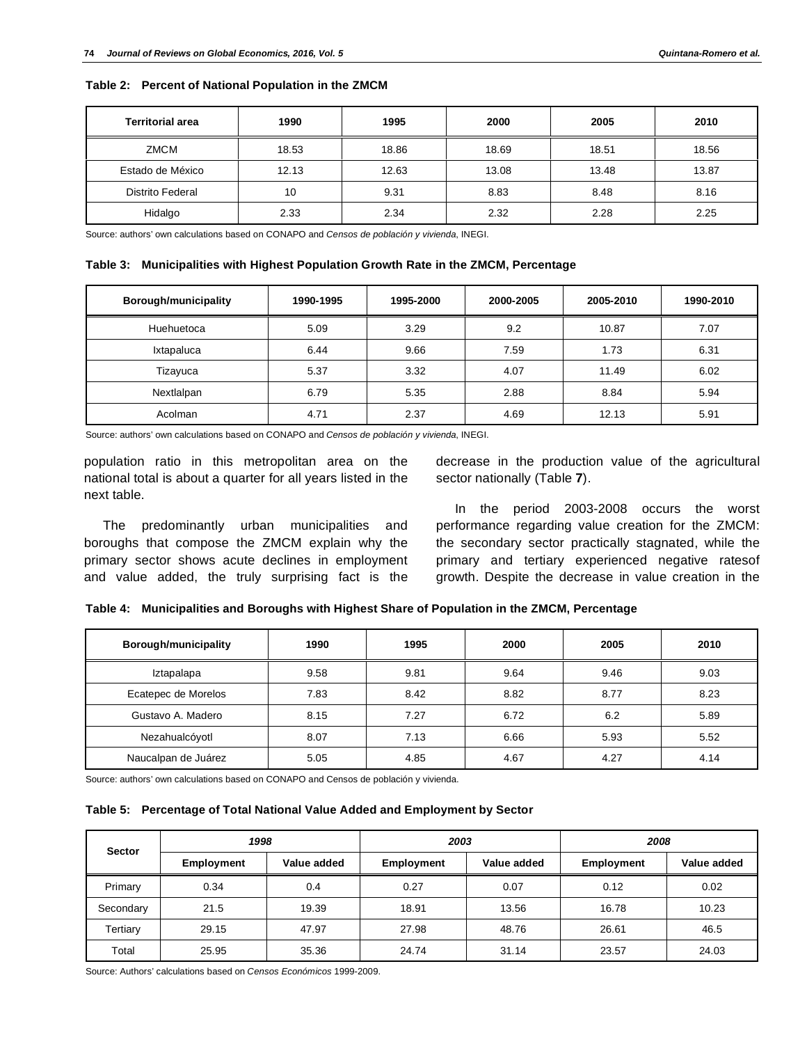**Table 2: Percent of National Population in the ZMCM**

| Territorial area | 1990 | 1995 | 2000 | 2005 | 2010 |
|---|---|---|---|---|---|
| ZMCM | 18.53 | 18.86 | 18.69 | 18.51 | 18.56 |
| Estado de México | 12.13 | 12.63 | 13.08 | 13.48 | 13.87 |
| Distrito Federal | 10 | 9.31 | 8.83 | 8.48 | 8.16 |
| Hidalgo | 2.33 | 2.34 | 2.32 | 2.28 | 2.25 |

Source: authors' own calculations based on CONAPO and *Censos de población y vivienda*, INEGI.

**Table 3: Municipalities with Highest Population Growth Rate in the ZMCM, Percentage**

| Borough/municipality | 1990-1995 | 1995-2000 | 2000-2005 | 2005-2010 | 1990-2010 |
|---|---|---|---|---|---|
| Huehuetoca | 5.09 | 3.29 | 9.2 | 10.87 | 7.07 |
| Ixtapaluca | 6.44 | 9.66 | 7.59 | 1.73 | 6.31 |
| Tizayuca | 5.37 | 3.32 | 4.07 | 11.49 | 6.02 |
| Nextlalpan | 6.79 | 5.35 | 2.88 | 8.84 | 5.94 |
| Acolman | 4.71 | 2.37 | 4.69 | 12.13 | 5.91 |

Source: authors' own calculations based on CONAPO and *Censos de población y vivienda*, INEGI.

population ratio in this metropolitan area on the national total is about a quarter for all years listed in the next table.

The predominantly urban municipalities and boroughs that compose the ZMCM explain why the primary sector shows acute declines in employment and value added, the truly surprising fact is the decrease in the production value of the agricultural sector nationally (Table **7**).

In the period 2003-2008 occurs the worst performance regarding value creation for the ZMCM: the secondary sector practically stagnated, while the primary and tertiary experienced negative ratesof growth. Despite the decrease in value creation in the

**Table 4: Municipalities and Boroughs with Highest Share of Population in the ZMCM, Percentage**

| Borough/municipality | 1990 | 1995 | 2000 | 2005 | 2010 |
|---|---|---|---|---|---|
| Iztapalapa | 9.58 | 9.81 | 9.64 | 9.46 | 9.03 |
| Ecatepec de Morelos | 7.83 | 8.42 | 8.82 | 8.77 | 8.23 |
| Gustavo A. Madero | 8.15 | 7.27 | 6.72 | 6.2 | 5.89 |
| Nezahualcóyotl | 8.07 | 7.13 | 6.66 | 5.93 | 5.52 |
| Naucalpan de Juárez | 5.05 | 4.85 | 4.67 | 4.27 | 4.14 |

Source: authors' own calculations based on CONAPO and Censos de población y vivienda.

**Table 5: Percentage of Total National Value Added and Employment by Sector**

| Sector | *1998* | | *2003* | | *2008* | |
|---|---|---|---|---|---|---|
| | Employment | Value added | Employment | Value added | Employment | Value added |
| Primary | 0.34 | 0.4 | 0.27 | 0.07 | 0.12 | 0.02 |
| Secondary | 21.5 | 19.39 | 18.91 | 13.56 | 16.78 | 10.23 |
| Tertiary | 29.15 | 47.97 | 27.98 | 48.76 | 26.61 | 46.5 |
| Total | 25.95 | 35.36 | 24.74 | 31.14 | 23.57 | 24.03 |

Source: Authors' calculations based on *Censos Económicos* 1999-2009.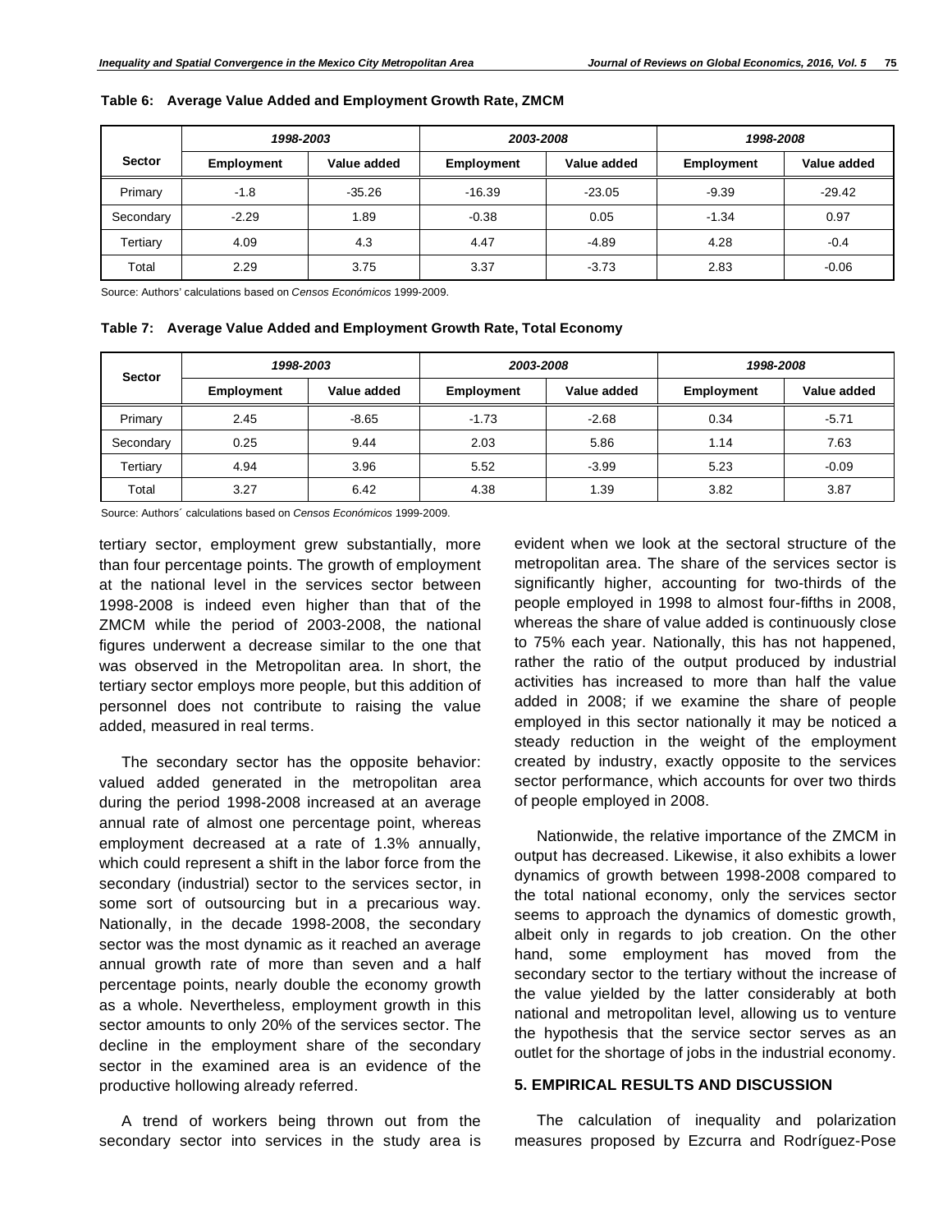**Table 6: Average Value Added and Employment Growth Rate, ZMCM**

| Sector | 1998-2003 | | 2003-2008 | | 1998-2008 | |
|---|---|---|---|---|---|---|
| | Employment | Value added | Employment | Value added | Employment | Value added |
| Primary | -1.8 | -35.26 | -16.39 | -23.05 | -9.39 | -29.42 |
| Secondary | -2.29 | 1.89 | -0.38 | 0.05 | -1.34 | 0.97 |
| Tertiary | 4.09 | 4.3 | 4.47 | -4.89 | 4.28 | -0.4 |
| Total | 2.29 | 3.75 | 3.37 | -3.73 | 2.83 | -0.06 |

Source: Authors' calculations based on *Censos Económicos* 1999-2009.

**Table 7: Average Value Added and Employment Growth Rate, Total Economy**

| Sector | 1998-2003 | | 2003-2008 | | 1998-2008 | |
|---|---|---|---|---|---|---|
| | Employment | Value added | Employment | Value added | Employment | Value added |
| Primary | 2.45 | -8.65 | -1.73 | -2.68 | 0.34 | -5.71 |
| Secondary | 0.25 | 9.44 | 2.03 | 5.86 | 1.14 | 7.63 |
| Tertiary | 4.94 | 3.96 | 5.52 | -3.99 | 5.23 | -0.09 |
| Total | 3.27 | 6.42 | 4.38 | 1.39 | 3.82 | 3.87 |

Source: Authors´ calculations based on *Censos Económicos* 1999-2009.

tertiary sector, employment grew substantially, more than four percentage points. The growth of employment at the national level in the services sector between 1998-2008 is indeed even higher than that of the ZMCM while the period of 2003-2008, the national figures underwent a decrease similar to the one that was observed in the Metropolitan area. In short, the tertiary sector employs more people, but this addition of personnel does not contribute to raising the value added, measured in real terms.

The secondary sector has the opposite behavior: valued added generated in the metropolitan area during the period 1998-2008 increased at an average annual rate of almost one percentage point, whereas employment decreased at a rate of 1.3% annually, which could represent a shift in the labor force from the secondary (industrial) sector to the services sector, in some sort of outsourcing but in a precarious way. Nationally, in the decade 1998-2008, the secondary sector was the most dynamic as it reached an average annual growth rate of more than seven and a half percentage points, nearly double the economy growth as a whole. Nevertheless, employment growth in this sector amounts to only 20% of the services sector. The decline in the employment share of the secondary sector in the examined area is an evidence of the productive hollowing already referred.

A trend of workers being thrown out from the secondary sector into services in the study area is evident when we look at the sectoral structure of the metropolitan area. The share of the services sector is significantly higher, accounting for two-thirds of the people employed in 1998 to almost four-fifths in 2008, whereas the share of value added is continuously close to 75% each year. Nationally, this has not happened, rather the ratio of the output produced by industrial activities has increased to more than half the value added in 2008; if we examine the share of people employed in this sector nationally it may be noticed a steady reduction in the weight of the employment created by industry, exactly opposite to the services sector performance, which accounts for over two thirds of people employed in 2008.

Nationwide, the relative importance of the ZMCM in output has decreased. Likewise, it also exhibits a lower dynamics of growth between 1998-2008 compared to the total national economy, only the services sector seems to approach the dynamics of domestic growth, albeit only in regards to job creation. On the other hand, some employment has moved from the secondary sector to the tertiary without the increase of the value yielded by the latter considerably at both national and metropolitan level, allowing us to venture the hypothesis that the service sector serves as an outlet for the shortage of jobs in the industrial economy.

## 5. EMPIRICAL RESULTS AND DISCUSSION

The calculation of inequality and polarization measures proposed by Ezcurra and Rodríguez-Pose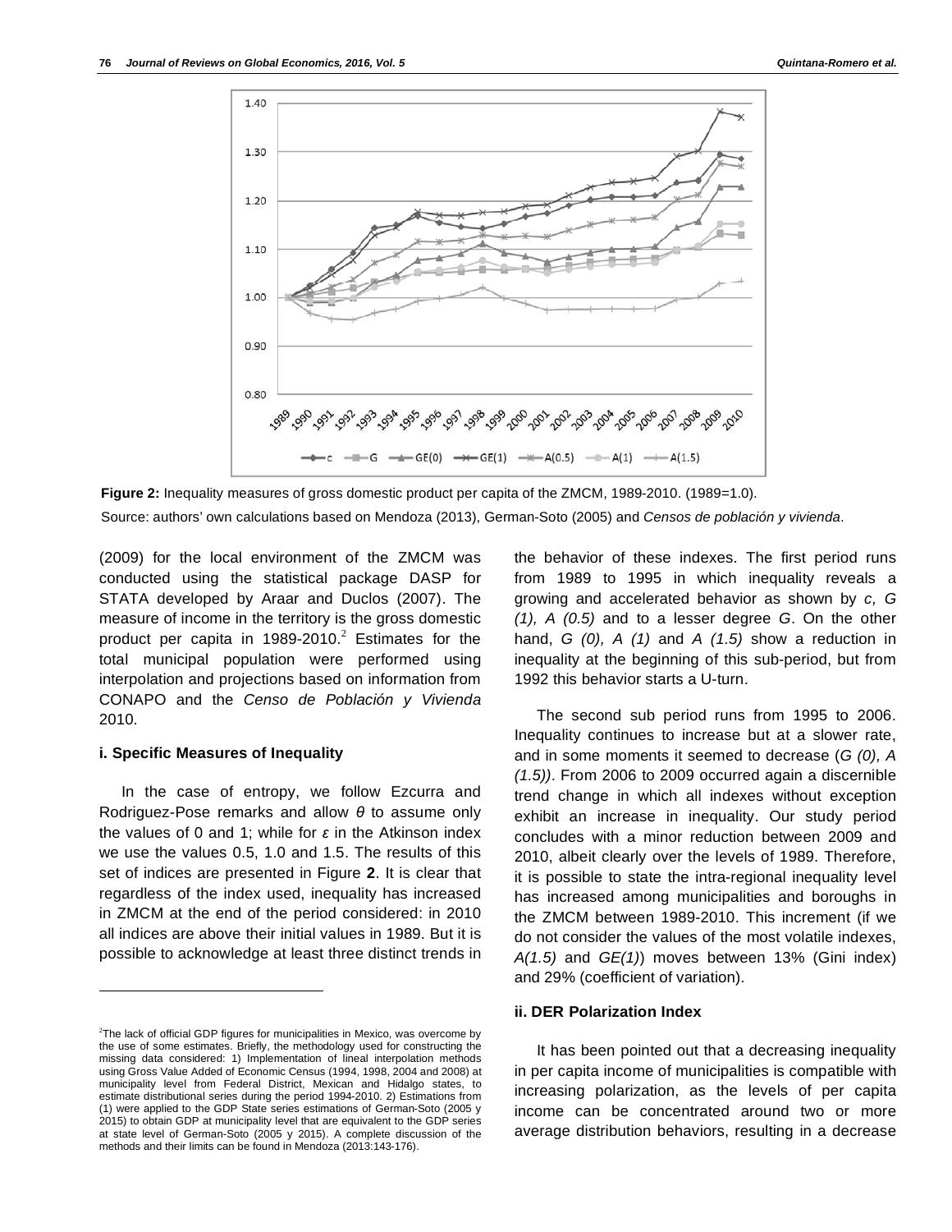**Figure 2:** Inequality measures of gross domestic product per capita of the ZMCM, 1989-2010. (1989=1.0).

Source: authors' own calculations based on Mendoza (2013), German-Soto (2005) and *Censos de población y vivienda*.

(2009) for the local environment of the ZMCM was conducted using the statistical package DASP for STATA developed by Araar and Duclos (2007). The measure of income in the territory is the gross domestic product per capita in 1989-2010.[2] Estimates for the total municipal population were performed using interpolation and projections based on information from CONAPO and the *Censo de Población y Vivienda* 2010.

#### i. Specific Measures of Inequality

In the case of entropy, we follow Ezcurra and Rodriguez-Pose remarks and allow $\theta$ to assume only the values of 0 and 1; while for $\varepsilon$ in the Atkinson index we use the values 0.5, 1.0 and 1.5. The results of this set of indices are presented in Figure **2**. It is clear that regardless of the index used, inequality has increased in ZMCM at the end of the period considered: in 2010 all indices are above their initial values in 1989. But it is possible to acknowledge at least three distinct trends in the behavior of these indexes. The first period runs from 1989 to 1995 in which inequality reveals a growing and accelerated behavior as shown by *c, G (1), A (0.5)* and to a lesser degree *G*. On the other hand, *G (0), A (1)* and *A (1.5)* show a reduction in inequality at the beginning of this sub-period, but from 1992 this behavior starts a U-turn.

The second sub period runs from 1995 to 2006. Inequality continues to increase but at a slower rate, and in some moments it seemed to decrease (*G (0), A (1.5))*. From 2006 to 2009 occurred again a discernible trend change in which all indexes without exception exhibit an increase in inequality. Our study period concludes with a minor reduction between 2009 and 2010, albeit clearly over the levels of 1989. Therefore, it is possible to state the intra-regional inequality level has increased among municipalities and boroughs in the ZMCM between 1989-2010. This increment (if we do not consider the values of the most volatile indexes, *A(1.5)* and *GE(1)*) moves between 13% (Gini index) and 29% (coefficient of variation).

#### ii. DER Polarization Index

It has been pointed out that a decreasing inequality in per capita income of municipalities is compatible with increasing polarization, as the levels of per capita income can be concentrated around two or more average distribution behaviors, resulting in a decrease

---

[2] The lack of official GDP figures for municipalities in Mexico, was overcome by the use of some estimates. Briefly, the methodology used for constructing the missing data considered: 1) Implementation of lineal interpolation methods using Gross Value Added of Economic Census (1994, 1998, 2004 and 2008) at municipality level from Federal District, Mexican and Hidalgo states, to estimate distributional series during the period 1994-2010. 2) Estimations from (1) were applied to the GDP State series estimations of German-Soto (2005 y 2015) to obtain GDP at municipality level that are equivalent to the GDP series at state level of German-Soto (2005 y 2015). A complete discussion of the methods and their limits can be found in Mendoza (2013:143-176).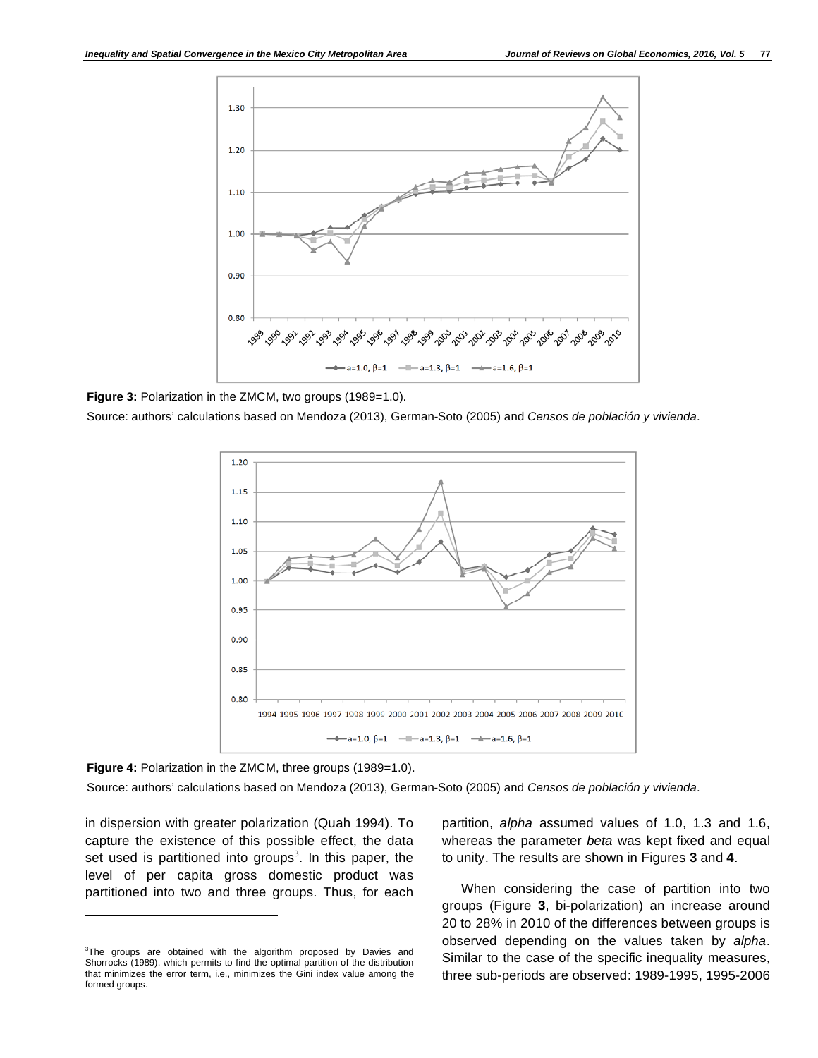Figure 3: Polarization in the ZMCM, two groups (1989=1.0).

Source: authors' calculations based on Mendoza (2013), German-Soto (2005) and *Censos de población y vivienda*.

Figure 4: Polarization in the ZMCM, three groups (1989=1.0).

Source: authors' calculations based on Mendoza (2013), German-Soto (2005) and *Censos de población y vivienda*.

in dispersion with greater polarization (Quah 1994). To capture the existence of this possible effect, the data set used is partitioned into groups[3]. In this paper, the level of per capita gross domestic product was partitioned into two and three groups. Thus, for each partition, *alpha* assumed values of 1.0, 1.3 and 1.6, whereas the parameter *beta* was kept fixed and equal to unity. The results are shown in Figures **3** and **4**.

When considering the case of partition into two groups (Figure **3**, bi-polarization) an increase around 20 to 28% in 2010 of the differences between groups is observed depending on the values taken by *alpha*. Similar to the case of the specific inequality measures, three sub-periods are observed: 1989-1995, 1995-2006

[3]The groups are obtained with the algorithm proposed by Davies and Shorrocks (1989), which permits to find the optimal partition of the distribution that minimizes the error term, i.e., minimizes the Gini index value among the formed groups.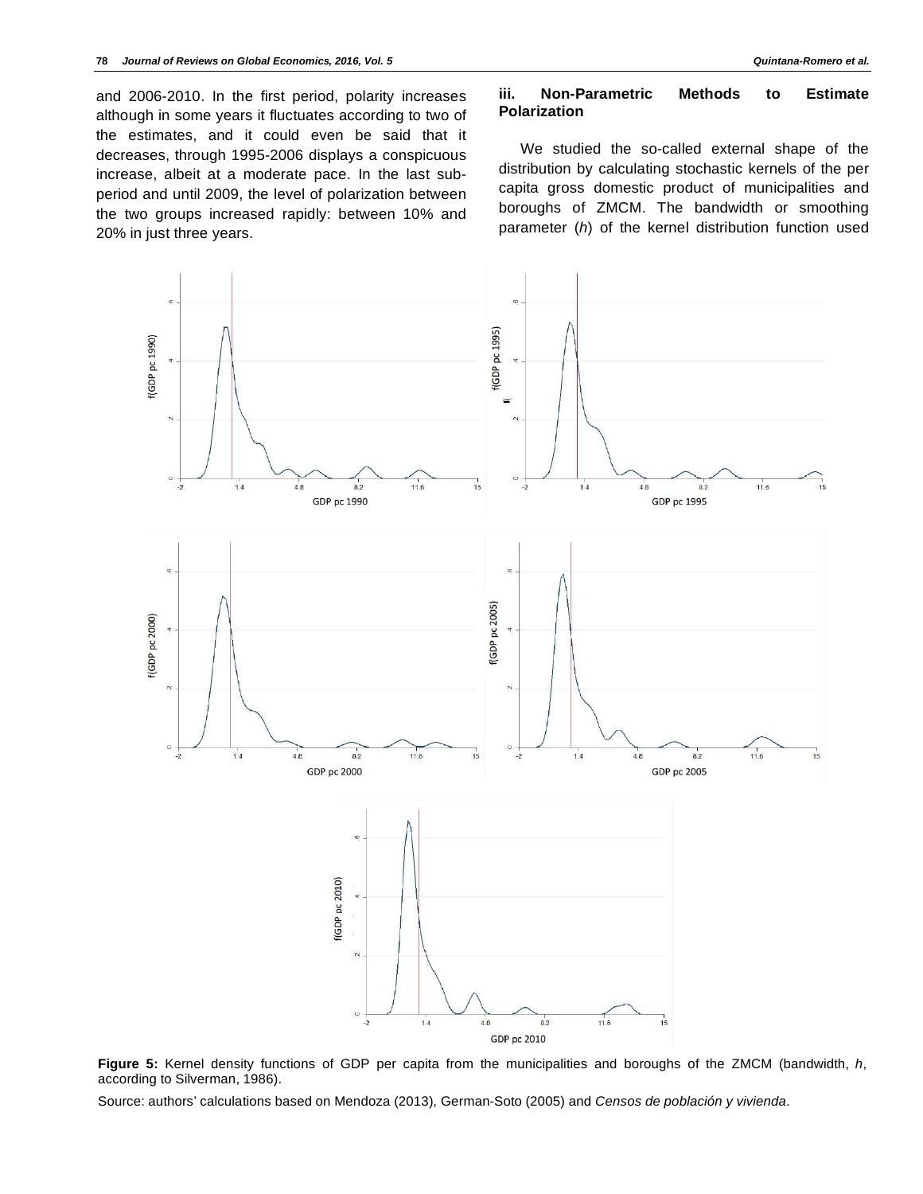and 2006-2010. In the first period, polarity increases although in some years it fluctuates according to two of the estimates, and it could even be said that it decreases, through 1995-2006 displays a conspicuous increase, albeit at a moderate pace. In the last sub-period and until 2009, the level of polarization between the two groups increased rapidly: between 10% and 20% in just three years.

### iii. Non-Parametric Methods to Estimate Polarization

We studied the so-called external shape of the distribution by calculating stochastic kernels of the per capita gross domestic product of municipalities and boroughs of ZMCM. The bandwidth or smoothing parameter ($h$) of the kernel distribution function used

**Figure 5:** Kernel density functions of GDP per capita from the municipalities and boroughs of the ZMCM (bandwidth, $h$, according to Silverman, 1986).

Source: authors' calculations based on Mendoza (2013), German-Soto (2005) and *Censos de población y vivienda*.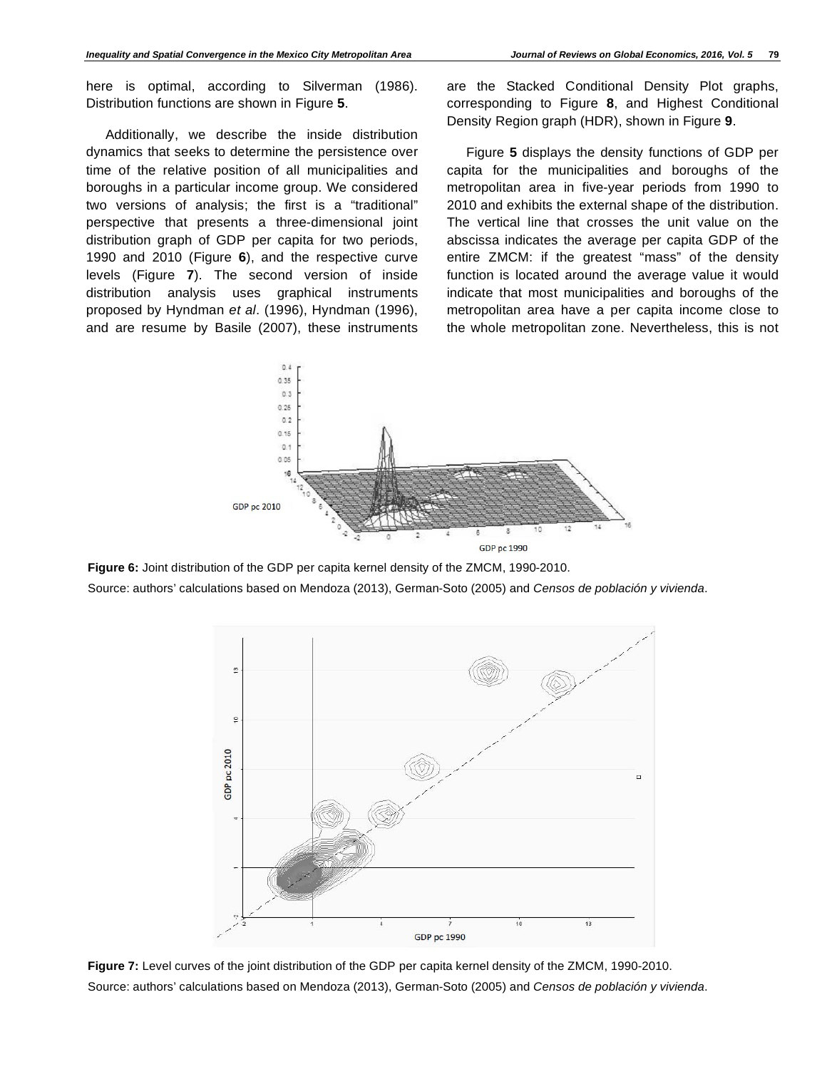here is optimal, according to Silverman (1986). Distribution functions are shown in Figure **5**.

Additionally, we describe the inside distribution dynamics that seeks to determine the persistence over time of the relative position of all municipalities and boroughs in a particular income group. We considered two versions of analysis; the first is a "traditional" perspective that presents a three-dimensional joint distribution graph of GDP per capita for two periods, 1990 and 2010 (Figure **6**), and the respective curve levels (Figure **7**). The second version of inside distribution analysis uses graphical instruments proposed by Hyndman *et al*. (1996), Hyndman (1996), and are resume by Basile (2007), these instruments are the Stacked Conditional Density Plot graphs, corresponding to Figure **8**, and Highest Conditional Density Region graph (HDR), shown in Figure **9**.

Figure **5** displays the density functions of GDP per capita for the municipalities and boroughs of the metropolitan area in five-year periods from 1990 to 2010 and exhibits the external shape of the distribution. The vertical line that crosses the unit value on the abscissa indicates the average per capita GDP of the entire ZMCM: if the greatest "mass" of the density function is located around the average value it would indicate that most municipalities and boroughs of the metropolitan area have a per capita income close to the whole metropolitan zone. Nevertheless, this is not

**Figure 6:** Joint distribution of the GDP per capita kernel density of the ZMCM, 1990-2010.

Source: authors' calculations based on Mendoza (2013), German-Soto (2005) and *Censos de población y vivienda*.

**Figure 7:** Level curves of the joint distribution of the GDP per capita kernel density of the ZMCM, 1990-2010.

Source: authors' calculations based on Mendoza (2013), German-Soto (2005) and *Censos de población y vivienda*.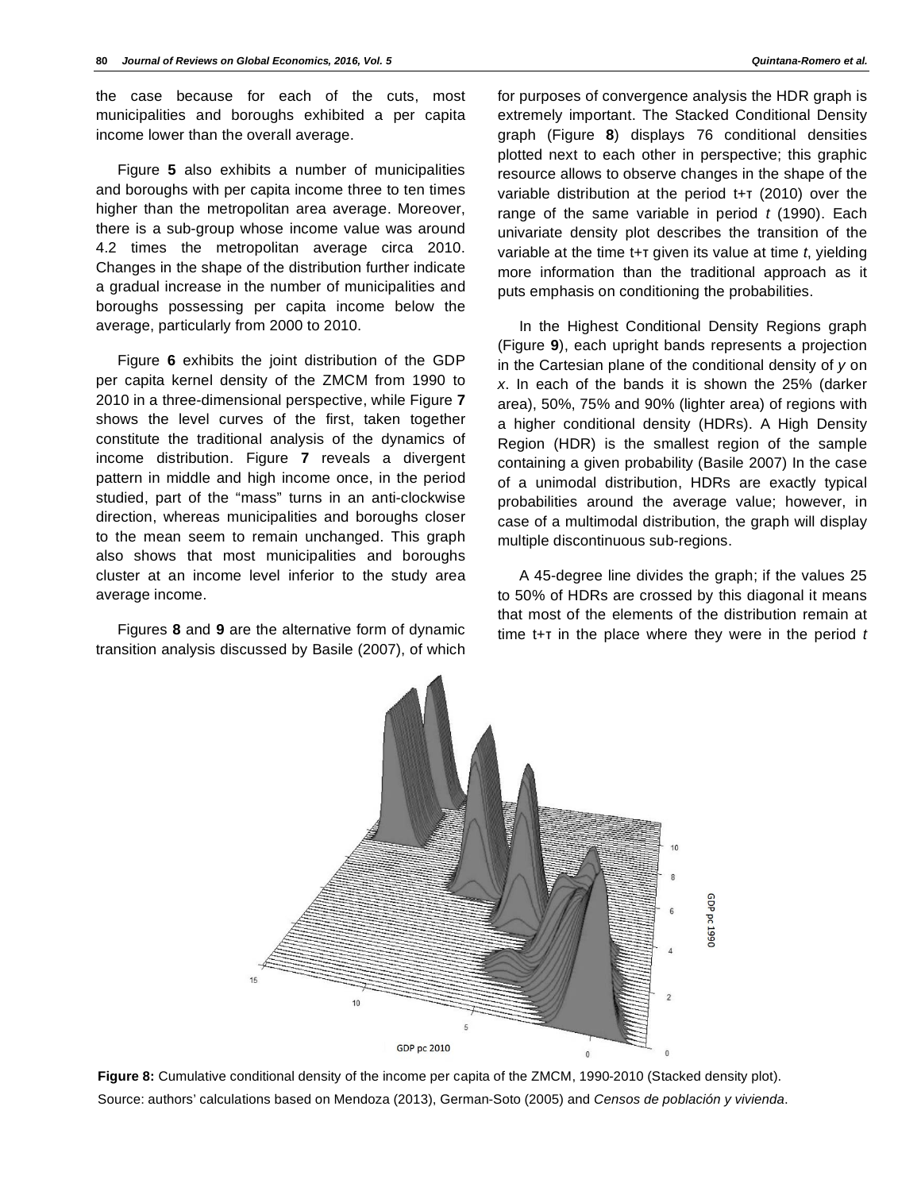the case because for each of the cuts, most municipalities and boroughs exhibited a per capita income lower than the overall average.

Figure **5** also exhibits a number of municipalities and boroughs with per capita income three to ten times higher than the metropolitan area average. Moreover, there is a sub-group whose income value was around 4.2 times the metropolitan average circa 2010. Changes in the shape of the distribution further indicate a gradual increase in the number of municipalities and boroughs possessing per capita income below the average, particularly from 2000 to 2010.

Figure **6** exhibits the joint distribution of the GDP per capita kernel density of the ZMCM from 1990 to 2010 in a three-dimensional perspective, while Figure **7** shows the level curves of the first, taken together constitute the traditional analysis of the dynamics of income distribution. Figure **7** reveals a divergent pattern in middle and high income once, in the period studied, part of the "mass" turns in an anti-clockwise direction, whereas municipalities and boroughs closer to the mean seem to remain unchanged. This graph also shows that most municipalities and boroughs cluster at an income level inferior to the study area average income.

Figures **8** and **9** are the alternative form of dynamic transition analysis discussed by Basile (2007), of which for purposes of convergence analysis the HDR graph is extremely important. The Stacked Conditional Density graph (Figure **8**) displays 76 conditional densities plotted next to each other in perspective; this graphic resource allows to observe changes in the shape of the variable distribution at the period t+τ (2010) over the range of the same variable in period *t* (1990). Each univariate density plot describes the transition of the variable at the time t+τ given its value at time *t*, yielding more information than the traditional approach as it puts emphasis on conditioning the probabilities.

In the Highest Conditional Density Regions graph (Figure **9**), each upright bands represents a projection in the Cartesian plane of the conditional density of *y* on *x*. In each of the bands it is shown the 25% (darker area), 50%, 75% and 90% (lighter area) of regions with a higher conditional density (HDRs). A High Density Region (HDR) is the smallest region of the sample containing a given probability (Basile 2007) In the case of a unimodal distribution, HDRs are exactly typical probabilities around the average value; however, in case of a multimodal distribution, the graph will display multiple discontinuous sub-regions.

A 45-degree line divides the graph; if the values 25 to 50% of HDRs are crossed by this diagonal it means that most of the elements of the distribution remain at time t+τ in the place where they were in the period *t*

**Figure 8:** Cumulative conditional density of the income per capita of the ZMCM, 1990-2010 (Stacked density plot).
Source: authors' calculations based on Mendoza (2013), German-Soto (2005) and *Censos de población y vivienda*.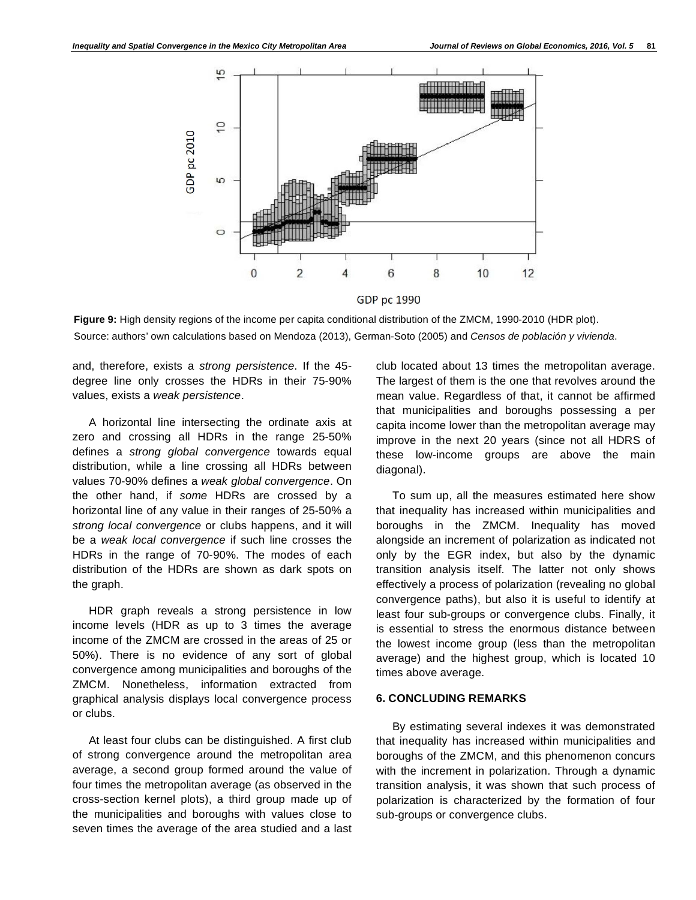**Figure 9:** High density regions of the income per capita conditional distribution of the ZMCM, 1990-2010 (HDR plot).
Source: authors' own calculations based on Mendoza (2013), German-Soto (2005) and *Censos de población y vivienda*.

and, therefore, exists a *strong persistence*. If the 45-degree line only crosses the HDRs in their 75-90% values, exists a *weak persistence*.

A horizontal line intersecting the ordinate axis at zero and crossing all HDRs in the range 25-50% defines a *strong global convergence* towards equal distribution, while a line crossing all HDRs between values 70-90% defines a *weak global convergence*. On the other hand, if *some* HDRs are crossed by a horizontal line of any value in their ranges of 25-50% a *strong local convergence* or clubs happens, and it will be a *weak local convergence* if such line crosses the HDRs in the range of 70-90%. The modes of each distribution of the HDRs are shown as dark spots on the graph.

HDR graph reveals a strong persistence in low income levels (HDR as up to 3 times the average income of the ZMCM are crossed in the areas of 25 or 50%). There is no evidence of any sort of global convergence among municipalities and boroughs of the ZMCM. Nonetheless, information extracted from graphical analysis displays local convergence process or clubs.

At least four clubs can be distinguished. A first club of strong convergence around the metropolitan area average, a second group formed around the value of four times the metropolitan average (as observed in the cross-section kernel plots), a third group made up of the municipalities and boroughs with values close to seven times the average of the area studied and a last club located about 13 times the metropolitan average. The largest of them is the one that revolves around the mean value. Regardless of that, it cannot be affirmed that municipalities and boroughs possessing a per capita income lower than the metropolitan average may improve in the next 20 years (since not all HDRS of these low-income groups are above the main diagonal).

To sum up, all the measures estimated here show that inequality has increased within municipalities and boroughs in the ZMCM. Inequality has moved alongside an increment of polarization as indicated not only by the EGR index, but also by the dynamic transition analysis itself. The latter not only shows effectively a process of polarization (revealing no global convergence paths), but also it is useful to identify at least four sub-groups or convergence clubs. Finally, it is essential to stress the enormous distance between the lowest income group (less than the metropolitan average) and the highest group, which is located 10 times above average.

## 6. CONCLUDING REMARKS

By estimating several indexes it was demonstrated that inequality has increased within municipalities and boroughs of the ZMCM, and this phenomenon concurs with the increment in polarization. Through a dynamic transition analysis, it was shown that such process of polarization is characterized by the formation of four sub-groups or convergence clubs.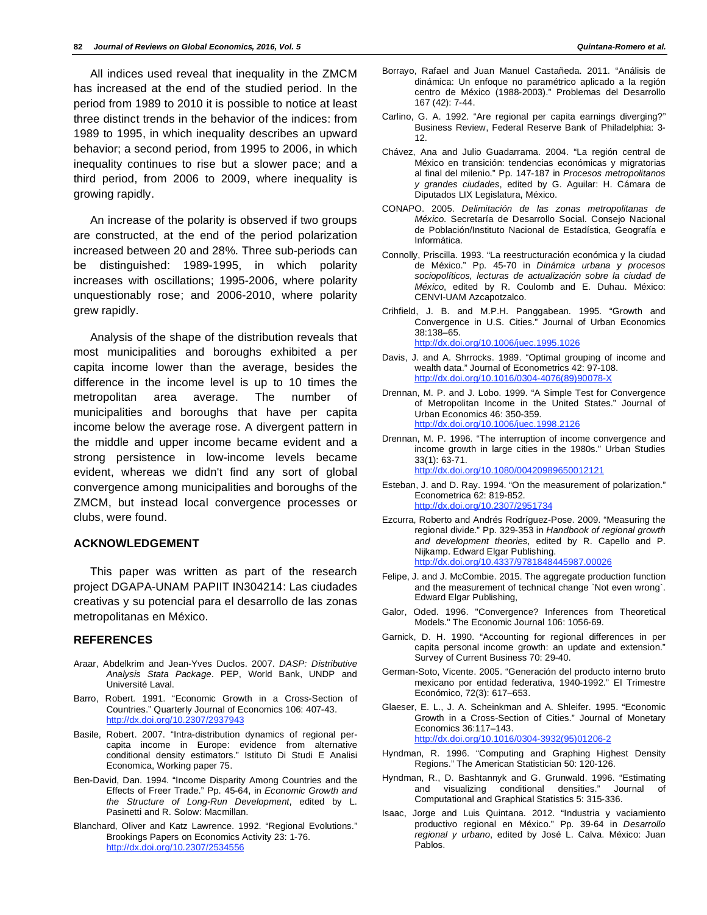All indices used reveal that inequality in the ZMCM has increased at the end of the studied period. In the period from 1989 to 2010 it is possible to notice at least three distinct trends in the behavior of the indices: from 1989 to 1995, in which inequality describes an upward behavior; a second period, from 1995 to 2006, in which inequality continues to rise but a slower pace; and a third period, from 2006 to 2009, where inequality is growing rapidly.

An increase of the polarity is observed if two groups are constructed, at the end of the period polarization increased between 20 and 28%. Three sub-periods can be distinguished: 1989-1995, in which polarity increases with oscillations; 1995-2006, where polarity unquestionably rose; and 2006-2010, where polarity grew rapidly.

Analysis of the shape of the distribution reveals that most municipalities and boroughs exhibited a per capita income lower than the average, besides the difference in the income level is up to 10 times the metropolitan area average. The number of municipalities and boroughs that have per capita income below the average rose. A divergent pattern in the middle and upper income became evident and a strong persistence in low-income levels became evident, whereas we didn't find any sort of global convergence among municipalities and boroughs of the ZMCM, but instead local convergence processes or clubs, were found.

## ACKNOWLEDGEMENT

This paper was written as part of the research project DGAPA-UNAM PAPIIT IN304214: Las ciudades creativas y su potencial para el desarrollo de las zonas metropolitanas en México.

## REFERENCES

Araar, Abdelkrim and Jean-Yves Duclos. 2007. *DASP: Distributive Analysis Stata Package*. PEP, World Bank, UNDP and Université Laval.

Barro, Robert. 1991. "Economic Growth in a Cross-Section of Countries." Quarterly Journal of Economics 106: 407-43. http://dx.doi.org/10.2307/2937943

Basile, Robert. 2007. "Intra-distribution dynamics of regional per-capita income in Europe: evidence from alternative conditional density estimators." Istituto Di Studi E Analisi Economica, Working paper 75.

Ben-David, Dan. 1994. "Income Disparity Among Countries and the Effects of Freer Trade." Pp. 45-64, in *Economic Growth and the Structure of Long-Run Development*, edited by L. Pasinetti and R. Solow: Macmillan.

Blanchard, Oliver and Katz Lawrence. 1992. "Regional Evolutions." Brookings Papers on Economics Activity 23: 1-76. http://dx.doi.org/10.2307/2534556

Borrayo, Rafael and Juan Manuel Castañeda. 2011. "Análisis de dinámica: Un enfoque no paramétrico aplicado a la región centro de México (1988-2003)." Problemas del Desarrollo 167 (42): 7-44.

Carlino, G. A. 1992. "Are regional per capita earnings diverging?" Business Review, Federal Reserve Bank of Philadelphia: 3-12.

Chávez, Ana and Julio Guadarrama. 2004. "La región central de México en transición: tendencias económicas y migratorias al final del milenio." Pp. 147-187 in *Procesos metropolitanos y grandes ciudades*, edited by G. Aguilar: H. Cámara de Diputados LIX Legislatura, México.

CONAPO. 2005. *Delimitación de las zonas metropolitanas de México*. Secretaría de Desarrollo Social. Consejo Nacional de Población/Instituto Nacional de Estadística, Geografía e Informática.

Connolly, Priscilla. 1993. "La reestructuración económica y la ciudad de México." Pp. 45-70 in *Dinámica urbana y procesos sociopolíticos, lecturas de actualización sobre la ciudad de México*, edited by R. Coulomb and E. Duhau. México: CENVI-UAM Azcapotzalco.

Crihfield, J. B. and M.P.H. Panggabean. 1995. "Growth and Convergence in U.S. Cities." Journal of Urban Economics 38:138–65. http://dx.doi.org/10.1006/juec.1995.1026

Davis, J. and A. Shrrocks. 1989. "Optimal grouping of income and wealth data." Journal of Econometrics 42: 97-108. http://dx.doi.org/10.1016/0304-4076(89)90078-X

Drennan, M. P. and J. Lobo. 1999. "A Simple Test for Convergence of Metropolitan Income in the United States." Journal of Urban Economics 46: 350-359. http://dx.doi.org/10.1006/juec.1998.2126

Drennan, M. P. 1996. "The interruption of income convergence and income growth in large cities in the 1980s." Urban Studies 33(1): 63-71. http://dx.doi.org/10.1080/00420989650012121

Esteban, J. and D. Ray. 1994. "On the measurement of polarization." Econometrica 62: 819-852. http://dx.doi.org/10.2307/2951734

Ezcurra, Roberto and Andrés Rodríguez-Pose. 2009. "Measuring the regional divide." Pp. 329-353 in *Handbook of regional growth and development theories*, edited by R. Capello and P. Nijkamp. Edward Elgar Publishing. http://dx.doi.org/10.4337/9781848445987.00026

Felipe, J. and J. McCombie. 2015. The aggregate production function and the measurement of technical change `Not even wrong`. Edward Elgar Publishing,

Galor, Oded. 1996. "Convergence? Inferences from Theoretical Models." The Economic Journal 106: 1056-69.

Garnick, D. H. 1990. "Accounting for regional differences in per capita personal income growth: an update and extension." Survey of Current Business 70: 29-40.

German-Soto, Vicente. 2005. "Generación del producto interno bruto mexicano por entidad federativa, 1940-1992." El Trimestre Económico, 72(3): 617–653.

Glaeser, E. L., J. A. Scheinkman and A. Shleifer. 1995. "Economic Growth in a Cross-Section of Cities." Journal of Monetary Economics 36:117–143. http://dx.doi.org/10.1016/0304-3932(95)01206-2

Hyndman, R. 1996. "Computing and Graphing Highest Density Regions." The American Statistician 50: 120-126.

Hyndman, R., D. Bashtannyk and G. Grunwald. 1996. "Estimating and visualizing conditional densities." Journal of Computational and Graphical Statistics 5: 315-336.

Isaac, Jorge and Luis Quintana. 2012. "Industria y vaciamiento productivo regional en México." Pp. 39-64 in *Desarrollo regional y urbano*, edited by José L. Calva. México: Juan Pablos.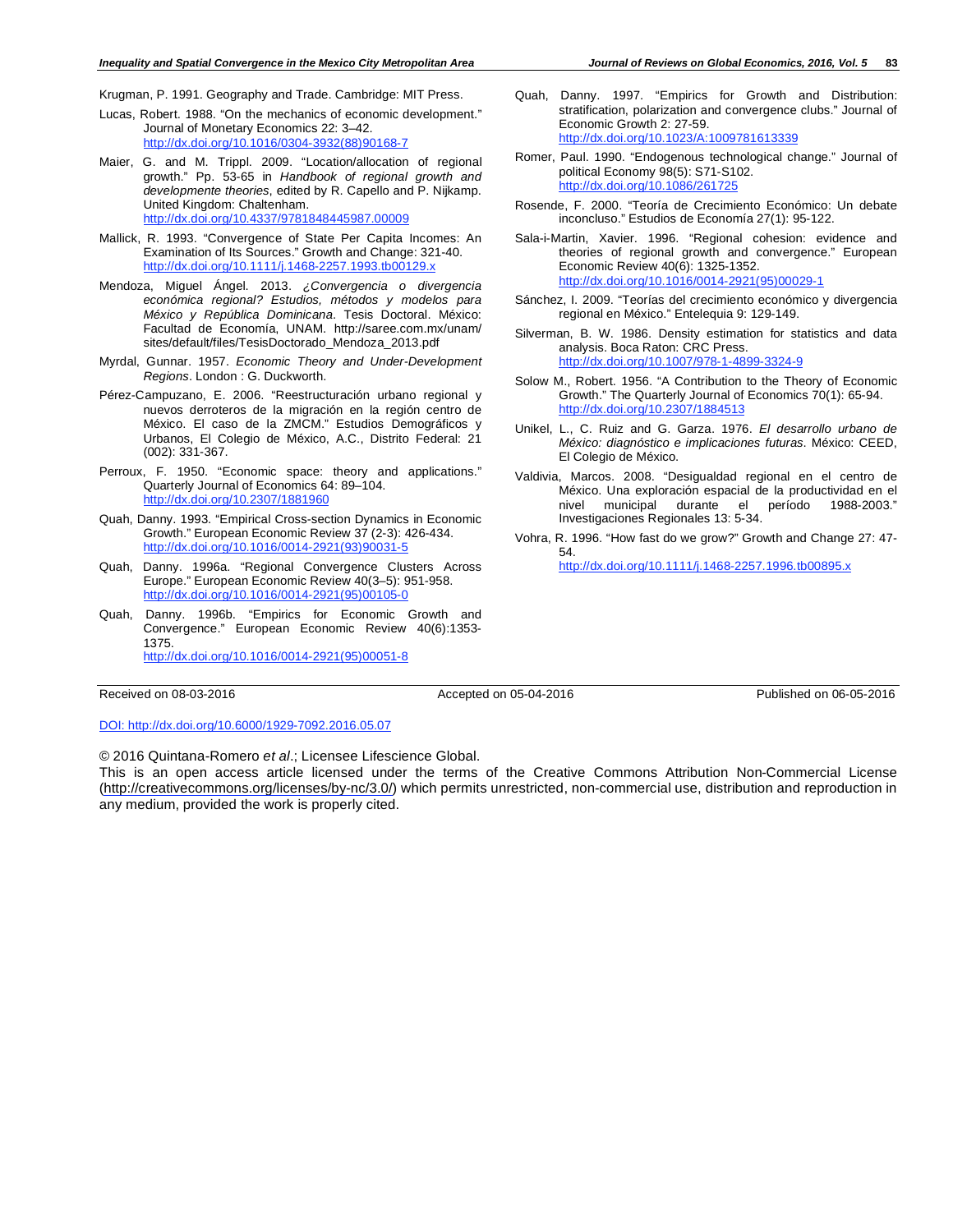Krugman, P. 1991. Geography and Trade. Cambridge: MIT Press.

Lucas, Robert. 1988. "On the mechanics of economic development." Journal of Monetary Economics 22: 3–42. http://dx.doi.org/10.1016/0304-3932(88)90168-7

Maier, G. and M. Trippl. 2009. "Location/allocation of regional growth." Pp. 53-65 in *Handbook of regional growth and developmente theories*, edited by R. Capello and P. Nijkamp. United Kingdom: Chaltenham. http://dx.doi.org/10.4337/9781848445987.00009

Mallick, R. 1993. "Convergence of State Per Capita Incomes: An Examination of Its Sources." Growth and Change: 321-40. http://dx.doi.org/10.1111/j.1468-2257.1993.tb00129.x

Mendoza, Miguel Ángel. 2013. *¿Convergencia o divergencia económica regional? Estudios, métodos y modelos para México y República Dominicana*. Tesis Doctoral. México: Facultad de Economía, UNAM. http://saree.com.mx/unam/sites/default/files/TesisDoctorado_Mendoza_2013.pdf

Myrdal, Gunnar. 1957. *Economic Theory and Under-Development Regions*. London : G. Duckworth.

Pérez-Campuzano, E. 2006. "Reestructuración urbano regional y nuevos derroteros de la migración en la región centro de México. El caso de la ZMCM." Estudios Demográficos y Urbanos, El Colegio de México, A.C., Distrito Federal: 21 (002): 331-367.

Perroux, F. 1950. "Economic space: theory and applications." Quarterly Journal of Economics 64: 89–104. http://dx.doi.org/10.2307/1881960

Quah, Danny. 1993. "Empirical Cross-section Dynamics in Economic Growth." European Economic Review 37 (2-3): 426-434. http://dx.doi.org/10.1016/0014-2921(93)90031-5

Quah, Danny. 1996a. "Regional Convergence Clusters Across Europe." European Economic Review 40(3–5): 951-958. http://dx.doi.org/10.1016/0014-2921(95)00105-0

Quah, Danny. 1996b. "Empirics for Economic Growth and Convergence." European Economic Review 40(6):1353-1375. http://dx.doi.org/10.1016/0014-2921(95)00051-8

Quah, Danny. 1997. "Empirics for Growth and Distribution: stratification, polarization and convergence clubs." Journal of Economic Growth 2: 27-59. http://dx.doi.org/10.1023/A:1009781613339

Romer, Paul. 1990. "Endogenous technological change." Journal of political Economy 98(5): S71-S102. http://dx.doi.org/10.1086/261725

Rosende, F. 2000. "Teoría de Crecimiento Económico: Un debate inconcluso." Estudios de Economía 27(1): 95-122.

Sala-i-Martin, Xavier. 1996. "Regional cohesion: evidence and theories of regional growth and convergence." European Economic Review 40(6): 1325-1352. http://dx.doi.org/10.1016/0014-2921(95)00029-1

Sánchez, I. 2009. "Teorías del crecimiento económico y divergencia regional en México." Entelequia 9: 129-149.

Silverman, B. W. 1986. Density estimation for statistics and data analysis. Boca Raton: CRC Press. http://dx.doi.org/10.1007/978-1-4899-3324-9

Solow M., Robert. 1956. "A Contribution to the Theory of Economic Growth." The Quarterly Journal of Economics 70(1): 65-94. http://dx.doi.org/10.2307/1884513

Unikel, L., C. Ruiz and G. Garza. 1976. *El desarrollo urbano de México: diagnóstico e implicaciones futuras*. México: CEED, El Colegio de México.

Valdivia, Marcos. 2008. "Desigualdad regional en el centro de México. Una exploración espacial de la productividad en el nivel municipal durante el período 1988-2003." Investigaciones Regionales 13: 5-34.

Vohra, R. 1996. "How fast do we grow?" Growth and Change 27: 47-54. http://dx.doi.org/10.1111/j.1468-2257.1996.tb00895.x

Received on 08-03-2016 Accepted on 05-04-2016 Published on 06-05-2016

DOI: http://dx.doi.org/10.6000/1929-7092.2016.05.07

© 2016 Quintana-Romero *et al*.; Licensee Lifescience Global.

This is an open access article licensed under the terms of the Creative Commons Attribution Non-Commercial License (http://creativecommons.org/licenses/by-nc/3.0/) which permits unrestricted, non-commercial use, distribution and reproduction in any medium, provided the work is properly cited.